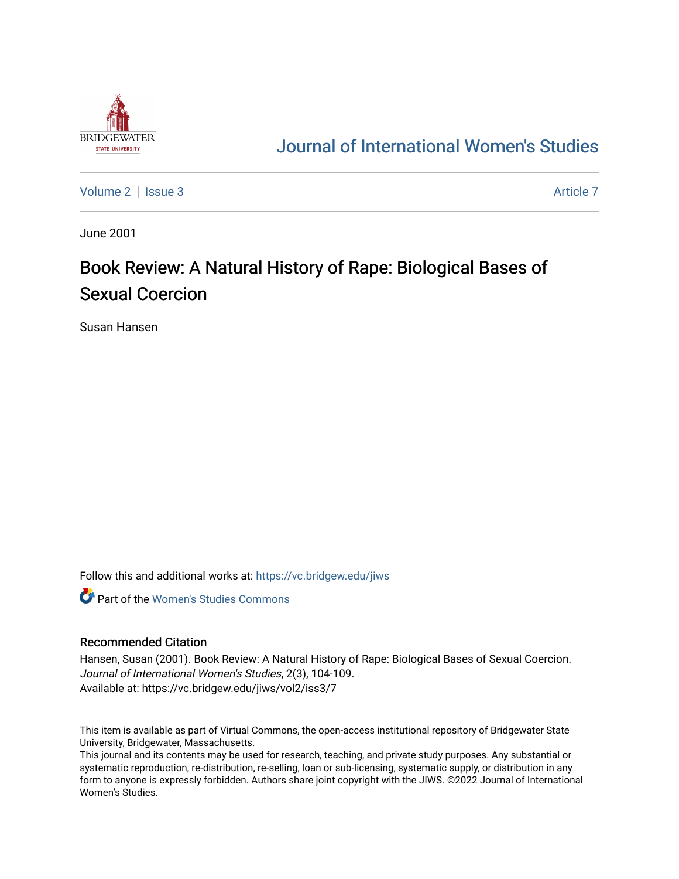[Journal of International Women's Studies](https://vc.bridgew.edu/jiws)

Volume 2 | Issue 3 Article 7

June 2001

# Book Review: A Natural History of Rape: Biological Bases of Sexual Coercion

Susan Hansen

Follow this and additional works at: https://vc.bridgew.edu/jiws

Part of the Women's Studies Commons

## Recommended Citation

Hansen, Susan (2001). Book Review: A Natural History of Rape: Biological Bases of Sexual Coercion. *Journal of International Women's Studies*, 2(3), 104-109.
Available at: https://vc.bridgew.edu/jiws/vol2/iss3/7

This item is available as part of Virtual Commons, the open-access institutional repository of Bridgewater State University, Bridgewater, Massachusetts.
This journal and its contents may be used for research, teaching, and private study purposes. Any substantial or systematic reproduction, re-distribution, re-selling, loan or sub-licensing, systematic supply, or distribution in any form to anyone is expressly forbidden. Authors share joint copyright with the JIWS. ©2022 Journal of International Women's Studies.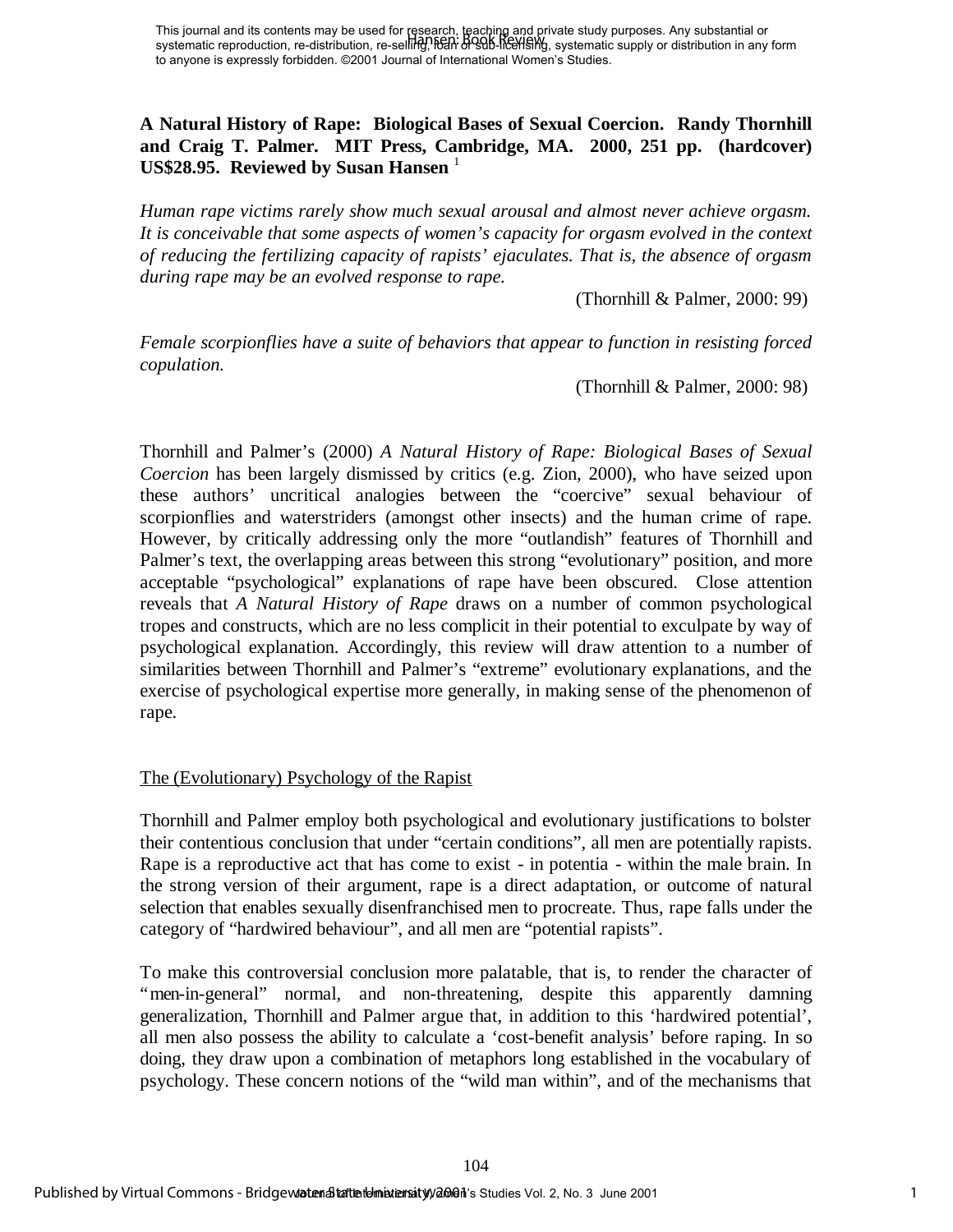**A Natural History of Rape: Biological Bases of Sexual Coercion. Randy Thornhill and Craig T. Palmer. MIT Press, Cambridge, MA. 2000, 251 pp. (hardcover) US$28.95. Reviewed by Susan Hansen** [1]

*Human rape victims rarely show much sexual arousal and almost never achieve orgasm. It is conceivable that some aspects of women's capacity for orgasm evolved in the context of reducing the fertilizing capacity of rapists' ejaculates. That is, the absence of orgasm during rape may be an evolved response to rape.*

(Thornhill & Palmer, 2000: 99)

*Female scorpionflies have a suite of behaviors that appear to function in resisting forced copulation.*

(Thornhill & Palmer, 2000: 98)

Thornhill and Palmer's (2000) *A Natural History of Rape: Biological Bases of Sexual Coercion* has been largely dismissed by critics (e.g. Zion, 2000), who have seized upon these authors' uncritical analogies between the "coercive" sexual behaviour of scorpionflies and waterstriders (amongst other insects) and the human crime of rape. However, by critically addressing only the more "outlandish" features of Thornhill and Palmer's text, the overlapping areas between this strong "evolutionary" position, and more acceptable "psychological" explanations of rape have been obscured. Close attention reveals that *A Natural History of Rape* draws on a number of common psychological tropes and constructs, which are no less complicit in their potential to exculpate by way of psychological explanation. Accordingly, this review will draw attention to a number of similarities between Thornhill and Palmer's "extreme" evolutionary explanations, and the exercise of psychological expertise more generally, in making sense of the phenomenon of rape.

## The (Evolutionary) Psychology of the Rapist

Thornhill and Palmer employ both psychological and evolutionary justifications to bolster their contentious conclusion that under "certain conditions", all men are potentially rapists. Rape is a reproductive act that has come to exist - in potentia - within the male brain. In the strong version of their argument, rape is a direct adaptation, or outcome of natural selection that enables sexually disenfranchised men to procreate. Thus, rape falls under the category of "hardwired behaviour", and all men are "potential rapists".

To make this controversial conclusion more palatable, that is, to render the character of "men-in-general" normal, and non-threatening, despite this apparently damning generalization, Thornhill and Palmer argue that, in addition to this 'hardwired potential', all men also possess the ability to calculate a 'cost-benefit analysis' before raping. In so doing, they draw upon a combination of metaphors long established in the vocabulary of psychology. These concern notions of the "wild man within", and of the mechanisms that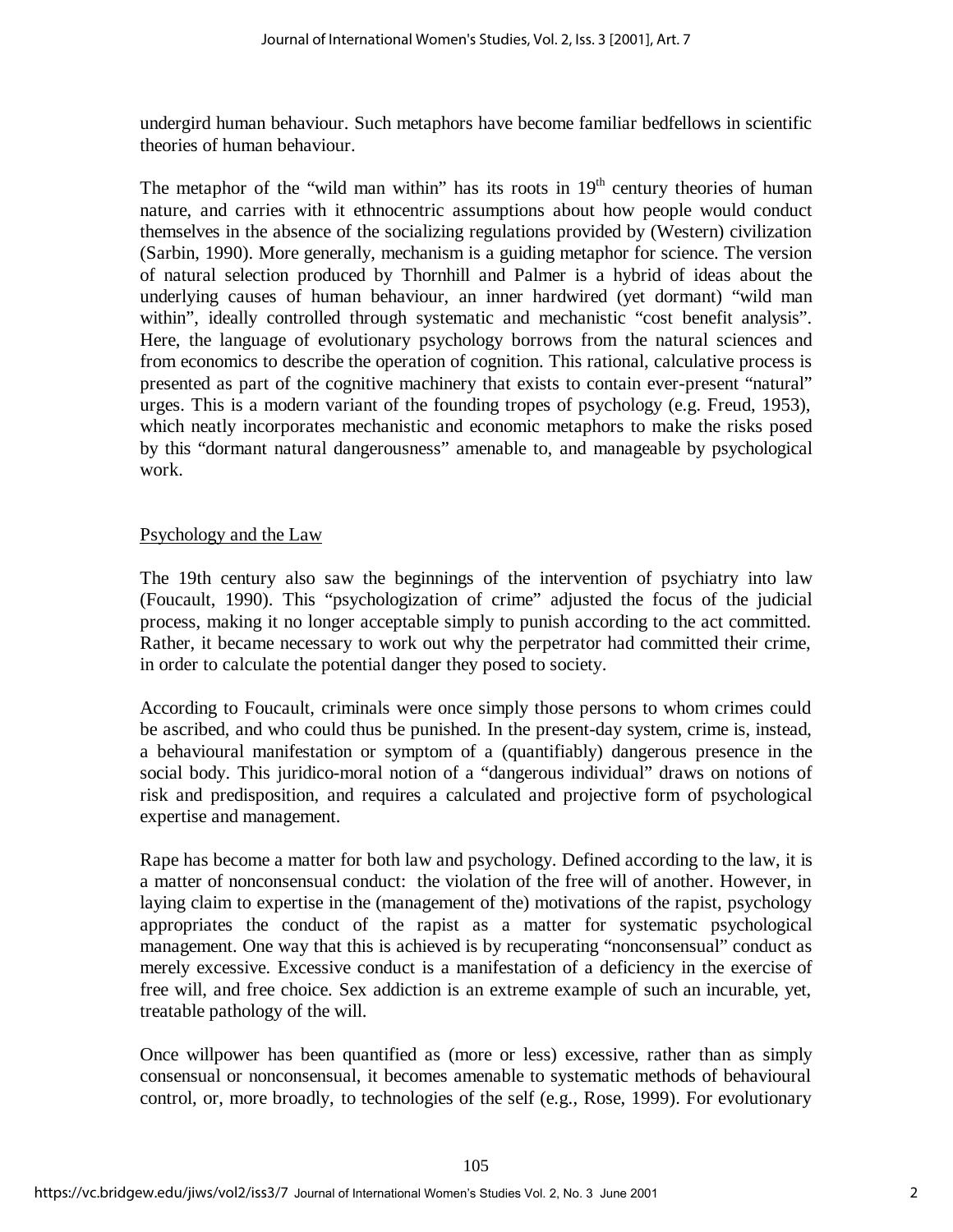undergird human behaviour. Such metaphors have become familiar bedfellows in scientific theories of human behaviour.

The metaphor of the "wild man within" has its roots in 19th century theories of human nature, and carries with it ethnocentric assumptions about how people would conduct themselves in the absence of the socializing regulations provided by (Western) civilization (Sarbin, 1990). More generally, mechanism is a guiding metaphor for science. The version of natural selection produced by Thornhill and Palmer is a hybrid of ideas about the underlying causes of human behaviour, an inner hardwired (yet dormant) "wild man within", ideally controlled through systematic and mechanistic "cost benefit analysis". Here, the language of evolutionary psychology borrows from the natural sciences and from economics to describe the operation of cognition. This rational, calculative process is presented as part of the cognitive machinery that exists to contain ever-present "natural" urges. This is a modern variant of the founding tropes of psychology (e.g. Freud, 1953), which neatly incorporates mechanistic and economic metaphors to make the risks posed by this "dormant natural dangerousness" amenable to, and manageable by psychological work.

## Psychology and the Law

The 19th century also saw the beginnings of the intervention of psychiatry into law (Foucault, 1990). This "psychologization of crime" adjusted the focus of the judicial process, making it no longer acceptable simply to punish according to the act committed. Rather, it became necessary to work out why the perpetrator had committed their crime, in order to calculate the potential danger they posed to society.

According to Foucault, criminals were once simply those persons to whom crimes could be ascribed, and who could thus be punished. In the present-day system, crime is, instead, a behavioural manifestation or symptom of a (quantifiably) dangerous presence in the social body. This juridico-moral notion of a "dangerous individual" draws on notions of risk and predisposition, and requires a calculated and projective form of psychological expertise and management.

Rape has become a matter for both law and psychology. Defined according to the law, it is a matter of nonconsensual conduct: the violation of the free will of another. However, in laying claim to expertise in the (management of the) motivations of the rapist, psychology appropriates the conduct of the rapist as a matter for systematic psychological management. One way that this is achieved is by recuperating "nonconsensual" conduct as merely excessive. Excessive conduct is a manifestation of a deficiency in the exercise of free will, and free choice. Sex addiction is an extreme example of such an incurable, yet, treatable pathology of the will.

Once willpower has been quantified as (more or less) excessive, rather than as simply consensual or nonconsensual, it becomes amenable to systematic methods of behavioural control, or, more broadly, to technologies of the self (e.g., Rose, 1999). For evolutionary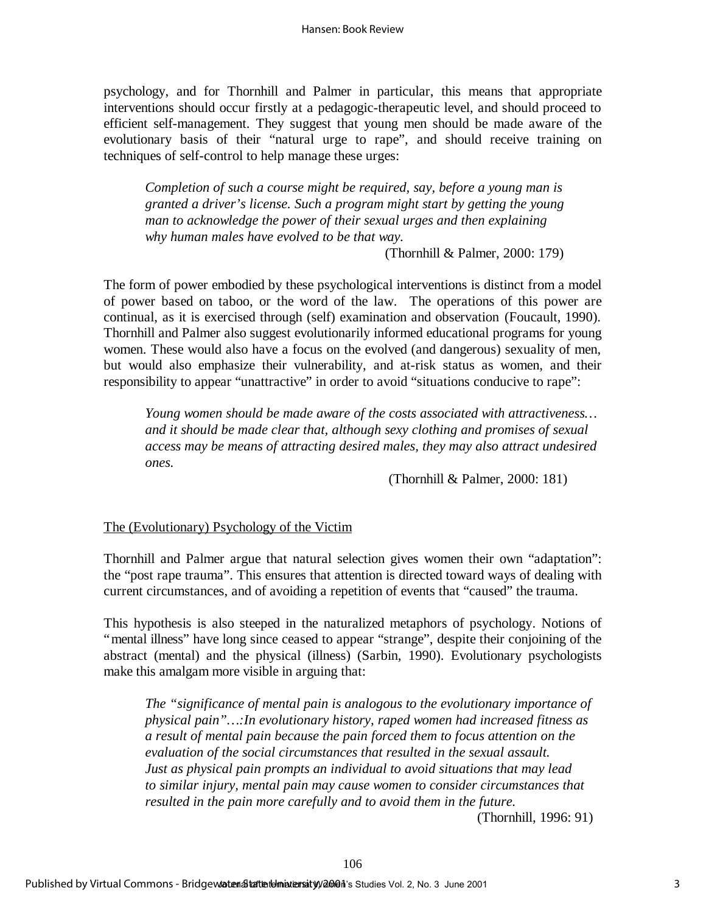psychology, and for Thornhill and Palmer in particular, this means that appropriate interventions should occur firstly at a pedagogic-therapeutic level, and should proceed to efficient self-management. They suggest that young men should be made aware of the evolutionary basis of their "natural urge to rape", and should receive training on techniques of self-control to help manage these urges:

> *Completion of such a course might be required, say, before a young man is granted a driver's license. Such a program might start by getting the young man to acknowledge the power of their sexual urges and then explaining why human males have evolved to be that way.*
>
> (Thornhill & Palmer, 2000: 179)

The form of power embodied by these psychological interventions is distinct from a model of power based on taboo, or the word of the law. The operations of this power are continual, as it is exercised through (self) examination and observation (Foucault, 1990). Thornhill and Palmer also suggest evolutionarily informed educational programs for young women. These would also have a focus on the evolved (and dangerous) sexuality of men, but would also emphasize their vulnerability, and at-risk status as women, and their responsibility to appear "unattractive" in order to avoid "situations conducive to rape":

> *Young women should be made aware of the costs associated with attractiveness… and it should be made clear that, although sexy clothing and promises of sexual access may be means of attracting desired males, they may also attract undesired ones.*
>
> (Thornhill & Palmer, 2000: 181)

## The (Evolutionary) Psychology of the Victim

Thornhill and Palmer argue that natural selection gives women their own "adaptation": the "post rape trauma". This ensures that attention is directed toward ways of dealing with current circumstances, and of avoiding a repetition of events that "caused" the trauma.

This hypothesis is also steeped in the naturalized metaphors of psychology. Notions of "mental illness" have long since ceased to appear "strange", despite their conjoining of the abstract (mental) and the physical (illness) (Sarbin, 1990). Evolutionary psychologists make this amalgam more visible in arguing that:

> *The "significance of mental pain is analogous to the evolutionary importance of physical pain"…:In evolutionary history, raped women had increased fitness as a result of mental pain because the pain forced them to focus attention on the evaluation of the social circumstances that resulted in the sexual assault. Just as physical pain prompts an individual to avoid situations that may lead to similar injury, mental pain may cause women to consider circumstances that resulted in the pain more carefully and to avoid them in the future.*
>
> (Thornhill, 1996: 91)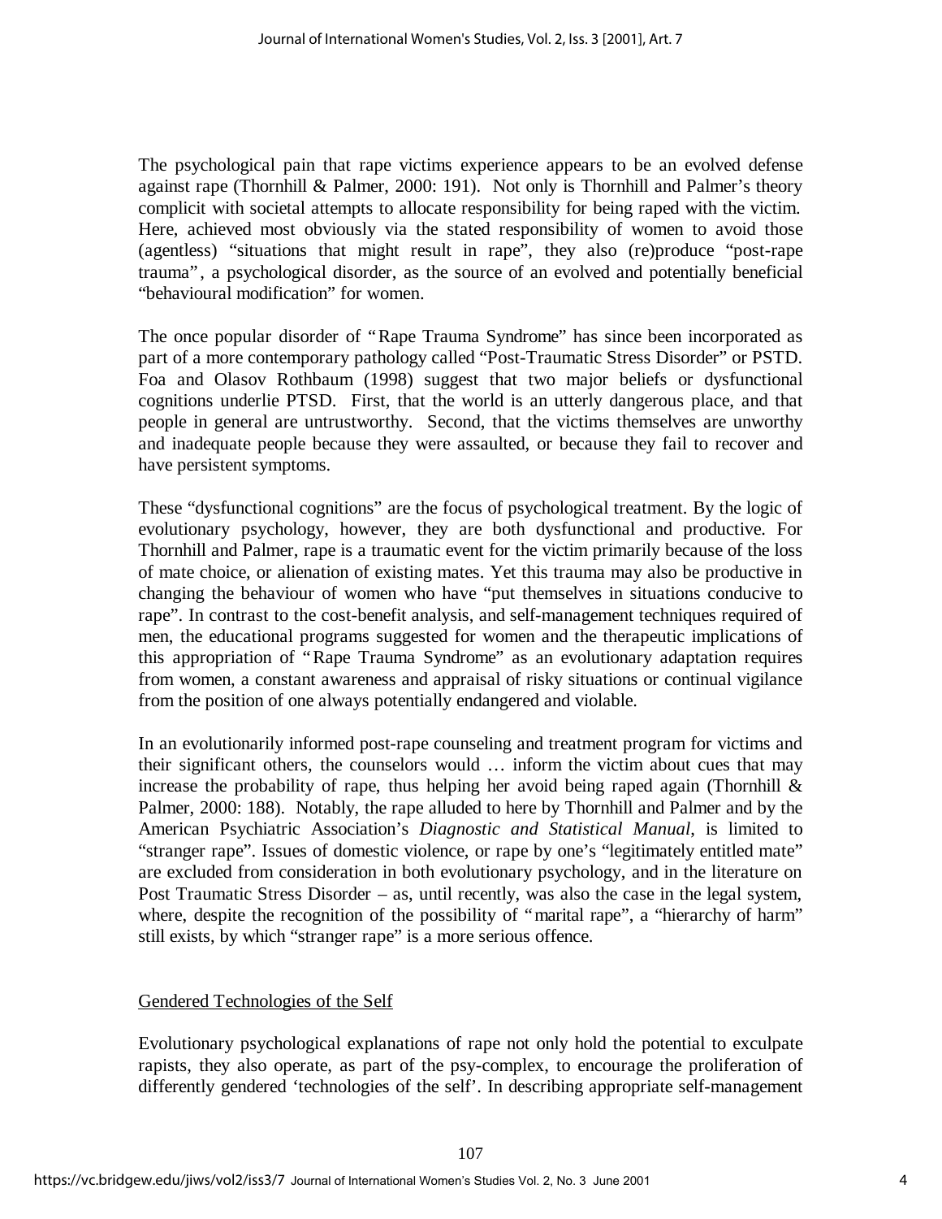The psychological pain that rape victims experience appears to be an evolved defense against rape (Thornhill & Palmer, 2000: 191). Not only is Thornhill and Palmer's theory complicit with societal attempts to allocate responsibility for being raped with the victim. Here, achieved most obviously via the stated responsibility of women to avoid those (agentless) "situations that might result in rape", they also (re)produce "post-rape trauma", a psychological disorder, as the source of an evolved and potentially beneficial "behavioural modification" for women.

The once popular disorder of "Rape Trauma Syndrome" has since been incorporated as part of a more contemporary pathology called "Post-Traumatic Stress Disorder" or PSTD. Foa and Olasov Rothbaum (1998) suggest that two major beliefs or dysfunctional cognitions underlie PTSD. First, that the world is an utterly dangerous place, and that people in general are untrustworthy. Second, that the victims themselves are unworthy and inadequate people because they were assaulted, or because they fail to recover and have persistent symptoms.

These "dysfunctional cognitions" are the focus of psychological treatment. By the logic of evolutionary psychology, however, they are both dysfunctional and productive. For Thornhill and Palmer, rape is a traumatic event for the victim primarily because of the loss of mate choice, or alienation of existing mates. Yet this trauma may also be productive in changing the behaviour of women who have "put themselves in situations conducive to rape". In contrast to the cost-benefit analysis, and self-management techniques required of men, the educational programs suggested for women and the therapeutic implications of this appropriation of "Rape Trauma Syndrome" as an evolutionary adaptation requires from women, a constant awareness and appraisal of risky situations or continual vigilance from the position of one always potentially endangered and violable.

In an evolutionarily informed post-rape counseling and treatment program for victims and their significant others, the counselors would … inform the victim about cues that may increase the probability of rape, thus helping her avoid being raped again (Thornhill & Palmer, 2000: 188). Notably, the rape alluded to here by Thornhill and Palmer and by the American Psychiatric Association's *Diagnostic and Statistical Manual*, is limited to "stranger rape". Issues of domestic violence, or rape by one's "legitimately entitled mate" are excluded from consideration in both evolutionary psychology, and in the literature on Post Traumatic Stress Disorder – as, until recently, was also the case in the legal system, where, despite the recognition of the possibility of "marital rape", a "hierarchy of harm" still exists, by which "stranger rape" is a more serious offence.

## Gendered Technologies of the Self

Evolutionary psychological explanations of rape not only hold the potential to exculpate rapists, they also operate, as part of the psy-complex, to encourage the proliferation of differently gendered 'technologies of the self'. In describing appropriate self-management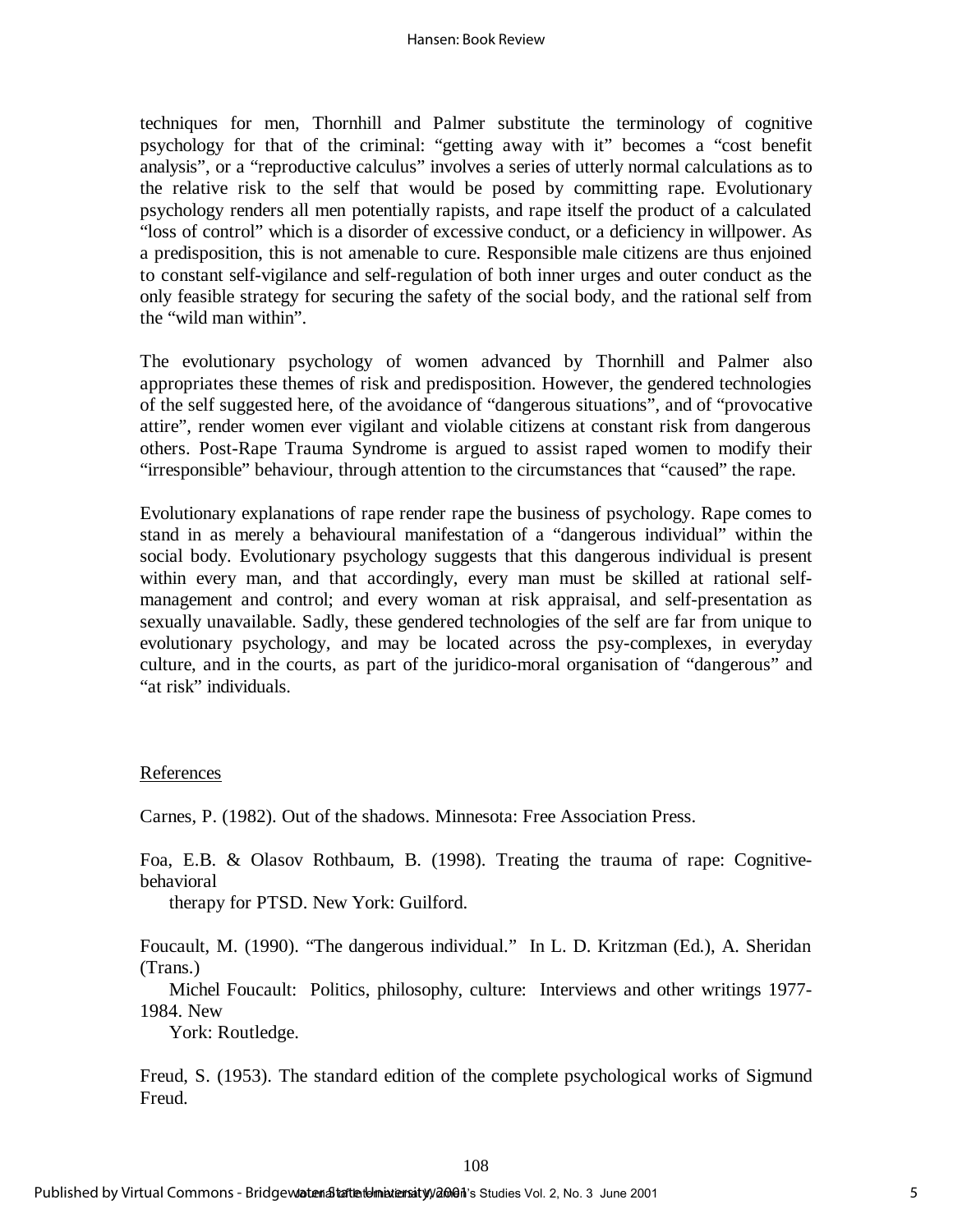techniques for men, Thornhill and Palmer substitute the terminology of cognitive psychology for that of the criminal: "getting away with it" becomes a "cost benefit analysis", or a "reproductive calculus" involves a series of utterly normal calculations as to the relative risk to the self that would be posed by committing rape. Evolutionary psychology renders all men potentially rapists, and rape itself the product of a calculated "loss of control" which is a disorder of excessive conduct, or a deficiency in willpower. As a predisposition, this is not amenable to cure. Responsible male citizens are thus enjoined to constant self-vigilance and self-regulation of both inner urges and outer conduct as the only feasible strategy for securing the safety of the social body, and the rational self from the "wild man within".

The evolutionary psychology of women advanced by Thornhill and Palmer also appropriates these themes of risk and predisposition. However, the gendered technologies of the self suggested here, of the avoidance of "dangerous situations", and of "provocative attire", render women ever vigilant and violable citizens at constant risk from dangerous others. Post-Rape Trauma Syndrome is argued to assist raped women to modify their "irresponsible" behaviour, through attention to the circumstances that "caused" the rape.

Evolutionary explanations of rape render rape the business of psychology. Rape comes to stand in as merely a behavioural manifestation of a "dangerous individual" within the social body. Evolutionary psychology suggests that this dangerous individual is present within every man, and that accordingly, every man must be skilled at rational self-management and control; and every woman at risk appraisal, and self-presentation as sexually unavailable. Sadly, these gendered technologies of the self are far from unique to evolutionary psychology, and may be located across the psy-complexes, in everyday culture, and in the courts, as part of the juridico-moral organisation of "dangerous" and "at risk" individuals.

References

Carnes, P. (1982). Out of the shadows. Minnesota: Free Association Press.

Foa, E.B. & Olasov Rothbaum, B. (1998). Treating the trauma of rape: Cognitive-behavioral therapy for PTSD. New York: Guilford.

Foucault, M. (1990). "The dangerous individual." In L. D. Kritzman (Ed.), A. Sheridan (Trans.) Michel Foucault: Politics, philosophy, culture: Interviews and other writings 1977-1984. New York: Routledge.

Freud, S. (1953). The standard edition of the complete psychological works of Sigmund Freud.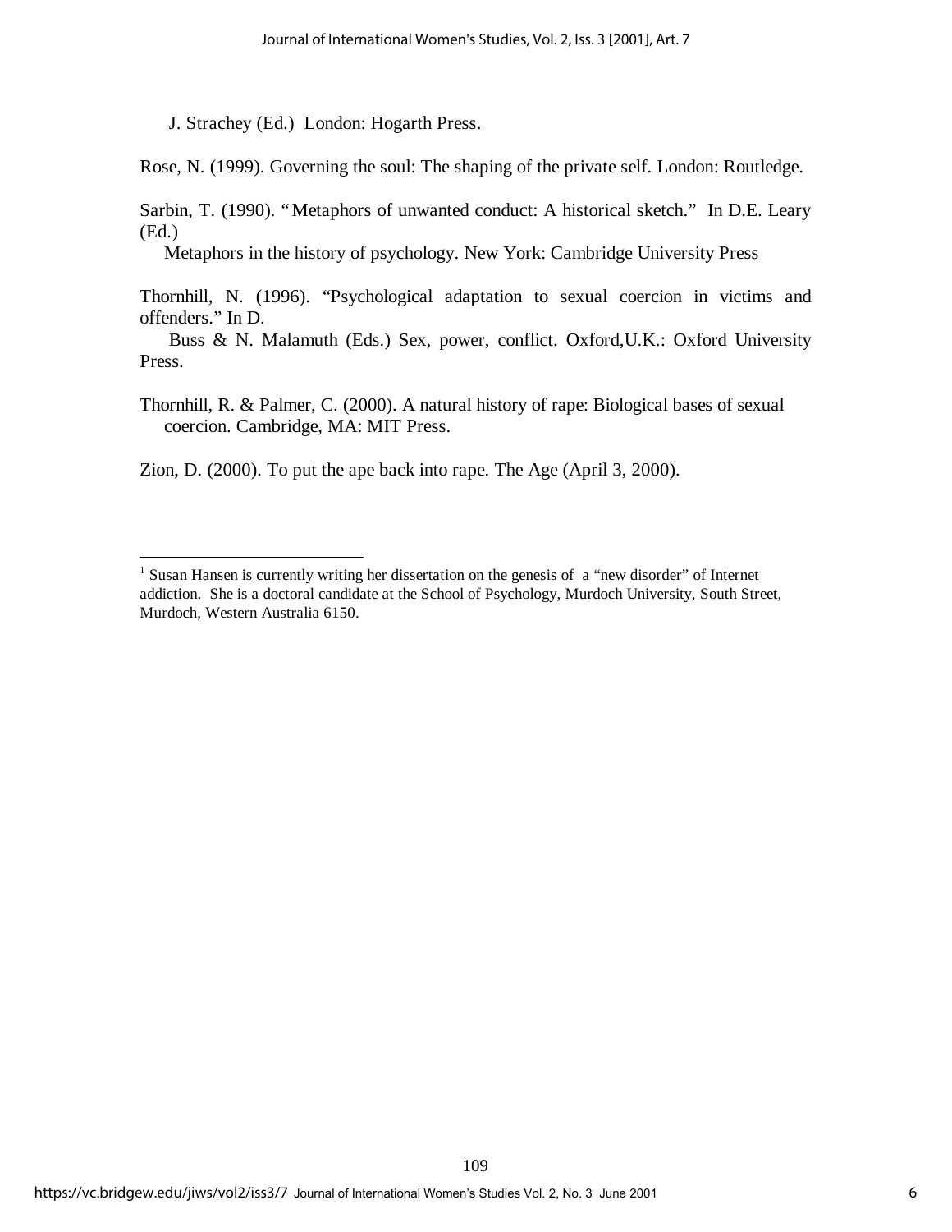J. Strachey (Ed.) London: Hogarth Press.

Rose, N. (1999). Governing the soul: The shaping of the private self. London: Routledge.

Sarbin, T. (1990). "Metaphors of unwanted conduct: A historical sketch." In D.E. Leary (Ed.) Metaphors in the history of psychology. New York: Cambridge University Press

Thornhill, N. (1996). "Psychological adaptation to sexual coercion in victims and offenders." In D. Buss & N. Malamuth (Eds.) Sex, power, conflict. Oxford,U.K.: Oxford University Press.

Thornhill, R. & Palmer, C. (2000). A natural history of rape: Biological bases of sexual coercion. Cambridge, MA: MIT Press.

Zion, D. (2000). To put the ape back into rape. The Age (April 3, 2000).

---

[1] Susan Hansen is currently writing her dissertation on the genesis of a "new disorder" of Internet addiction. She is a doctoral candidate at the School of Psychology, Murdoch University, South Street, Murdoch, Western Australia 6150.